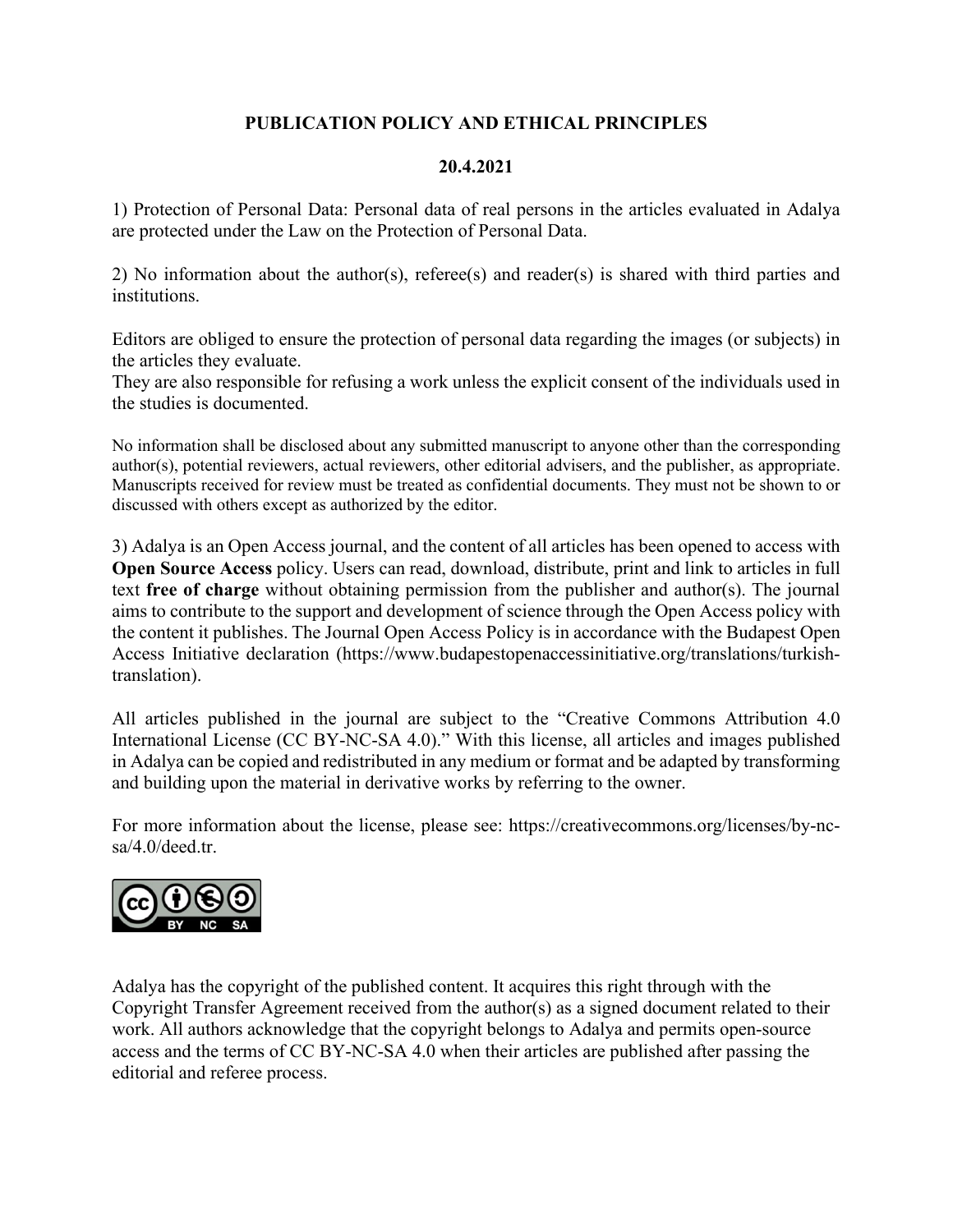**PUBLICATION POLICY AND ETHICAL PRINCIPLES**

**20.4.2021**

1) Protection of Personal Data: Personal data of real persons in the articles evaluated in Adalya are protected under the Law on the Protection of Personal Data.

2) No information about the author(s), referee(s) and reader(s) is shared with third parties and institutions.

Editors are obliged to ensure the protection of personal data regarding the images (or subjects) in the articles they evaluate.
They are also responsible for refusing a work unless the explicit consent of the individuals used in the studies is documented.

No information shall be disclosed about any submitted manuscript to anyone other than the corresponding author(s), potential reviewers, actual reviewers, other editorial advisers, and the publisher, as appropriate. Manuscripts received for review must be treated as confidential documents. They must not be shown to or discussed with others except as authorized by the editor.

3) Adalya is an Open Access journal, and the content of all articles has been opened to access with **Open Source Access** policy. Users can read, download, distribute, print and link to articles in full text **free of charge** without obtaining permission from the publisher and author(s). The journal aims to contribute to the support and development of science through the Open Access policy with the content it publishes. The Journal Open Access Policy is in accordance with the Budapest Open Access Initiative declaration (https://www.budapestopenaccessinitiative.org/translations/turkish-translation).

All articles published in the journal are subject to the "Creative Commons Attribution 4.0 International License (CC BY-NC-SA 4.0)." With this license, all articles and images published in Adalya can be copied and redistributed in any medium or format and be adapted by transforming and building upon the material in derivative works by referring to the owner.

For more information about the license, please see: https://creativecommons.org/licenses/by-nc-sa/4.0/deed.tr.

Adalya has the copyright of the published content. It acquires this right through with the Copyright Transfer Agreement received from the author(s) as a signed document related to their work. All authors acknowledge that the copyright belongs to Adalya and permits open-source access and the terms of CC BY-NC-SA 4.0 when their articles are published after passing the editorial and referee process.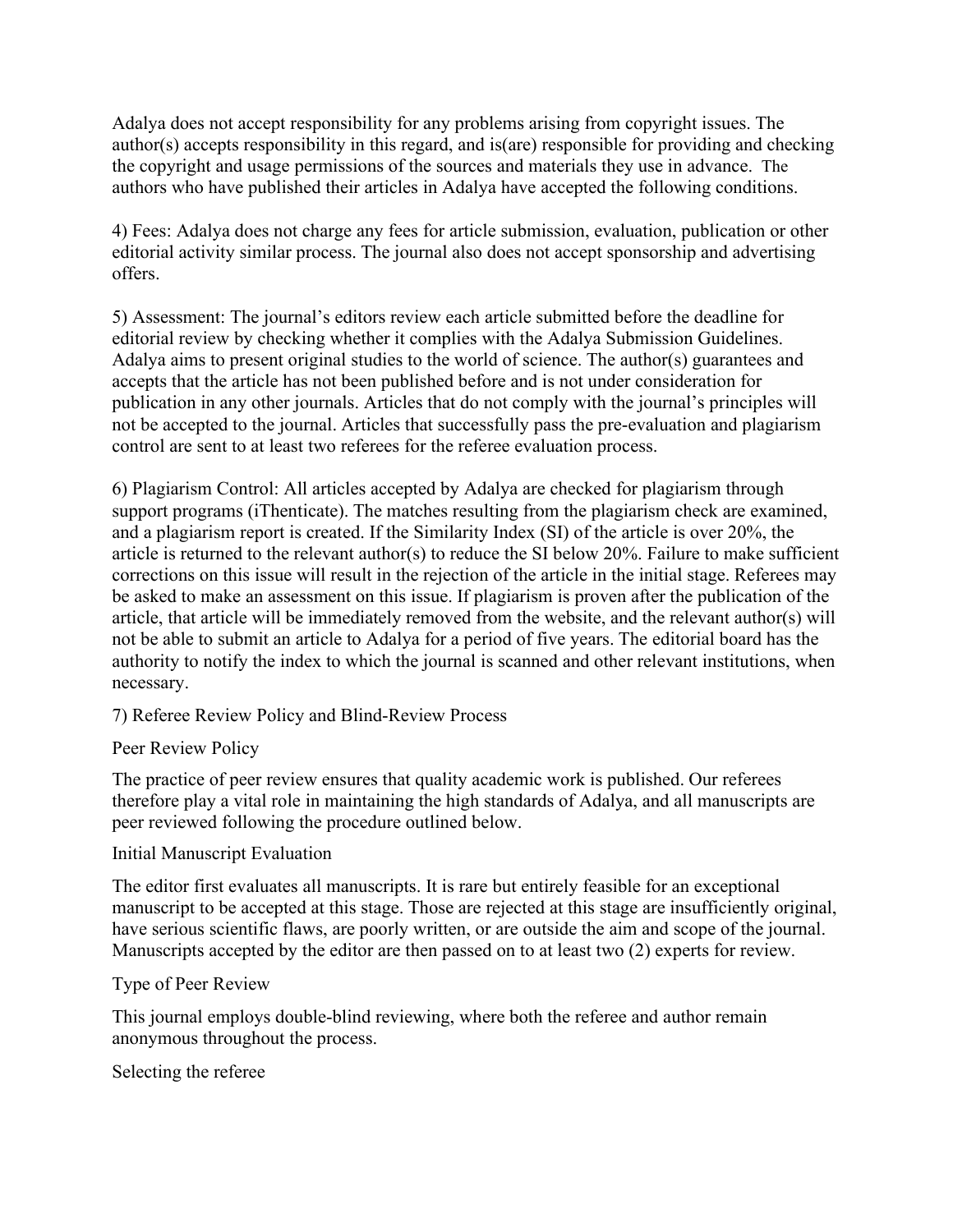Adalya does not accept responsibility for any problems arising from copyright issues. The author(s) accepts responsibility in this regard, and is(are) responsible for providing and checking the copyright and usage permissions of the sources and materials they use in advance. The authors who have published their articles in Adalya have accepted the following conditions.

4) Fees: Adalya does not charge any fees for article submission, evaluation, publication or other editorial activity similar process. The journal also does not accept sponsorship and advertising offers.

5) Assessment: The journal's editors review each article submitted before the deadline for editorial review by checking whether it complies with the Adalya Submission Guidelines. Adalya aims to present original studies to the world of science. The author(s) guarantees and accepts that the article has not been published before and is not under consideration for publication in any other journals. Articles that do not comply with the journal's principles will not be accepted to the journal. Articles that successfully pass the pre-evaluation and plagiarism control are sent to at least two referees for the referee evaluation process.

6) Plagiarism Control: All articles accepted by Adalya are checked for plagiarism through support programs (iThenticate). The matches resulting from the plagiarism check are examined, and a plagiarism report is created. If the Similarity Index (SI) of the article is over 20%, the article is returned to the relevant author(s) to reduce the SI below 20%. Failure to make sufficient corrections on this issue will result in the rejection of the article in the initial stage. Referees may be asked to make an assessment on this issue. If plagiarism is proven after the publication of the article, that article will be immediately removed from the website, and the relevant author(s) will not be able to submit an article to Adalya for a period of five years. The editorial board has the authority to notify the index to which the journal is scanned and other relevant institutions, when necessary.

7) Referee Review Policy and Blind-Review Process

Peer Review Policy

The practice of peer review ensures that quality academic work is published. Our referees therefore play a vital role in maintaining the high standards of Adalya, and all manuscripts are peer reviewed following the procedure outlined below.

Initial Manuscript Evaluation

The editor first evaluates all manuscripts. It is rare but entirely feasible for an exceptional manuscript to be accepted at this stage. Those are rejected at this stage are insufficiently original, have serious scientific flaws, are poorly written, or are outside the aim and scope of the journal. Manuscripts accepted by the editor are then passed on to at least two (2) experts for review.

Type of Peer Review

This journal employs double-blind reviewing, where both the referee and author remain anonymous throughout the process.

Selecting the referee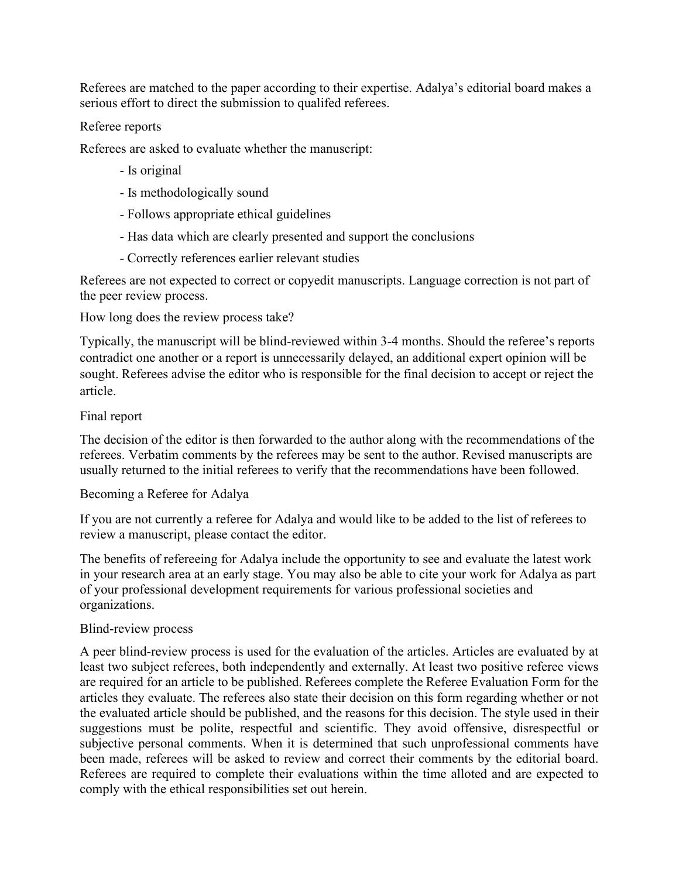Referees are matched to the paper according to their expertise. Adalya's editorial board makes a serious effort to direct the submission to qualifed referees.

## Referee reports

Referees are asked to evaluate whether the manuscript:

- Is original
- Is methodologically sound
- Follows appropriate ethical guidelines
- Has data which are clearly presented and support the conclusions
- Correctly references earlier relevant studies

Referees are not expected to correct or copyedit manuscripts. Language correction is not part of the peer review process.

## How long does the review process take?

Typically, the manuscript will be blind-reviewed within 3-4 months. Should the referee's reports contradict one another or a report is unnecessarily delayed, an additional expert opinion will be sought. Referees advise the editor who is responsible for the final decision to accept or reject the article.

## Final report

The decision of the editor is then forwarded to the author along with the recommendations of the referees. Verbatim comments by the referees may be sent to the author. Revised manuscripts are usually returned to the initial referees to verify that the recommendations have been followed.

## Becoming a Referee for Adalya

If you are not currently a referee for Adalya and would like to be added to the list of referees to review a manuscript, please contact the editor.

The benefits of refereeing for Adalya include the opportunity to see and evaluate the latest work in your research area at an early stage. You may also be able to cite your work for Adalya as part of your professional development requirements for various professional societies and organizations.

## Blind-review process

A peer blind-review process is used for the evaluation of the articles. Articles are evaluated by at least two subject referees, both independently and externally. At least two positive referee views are required for an article to be published. Referees complete the Referee Evaluation Form for the articles they evaluate. The referees also state their decision on this form regarding whether or not the evaluated article should be published, and the reasons for this decision. The style used in their suggestions must be polite, respectful and scientific. They avoid offensive, disrespectful or subjective personal comments. When it is determined that such unprofessional comments have been made, referees will be asked to review and correct their comments by the editorial board. Referees are required to complete their evaluations within the time alloted and are expected to comply with the ethical responsibilities set out herein.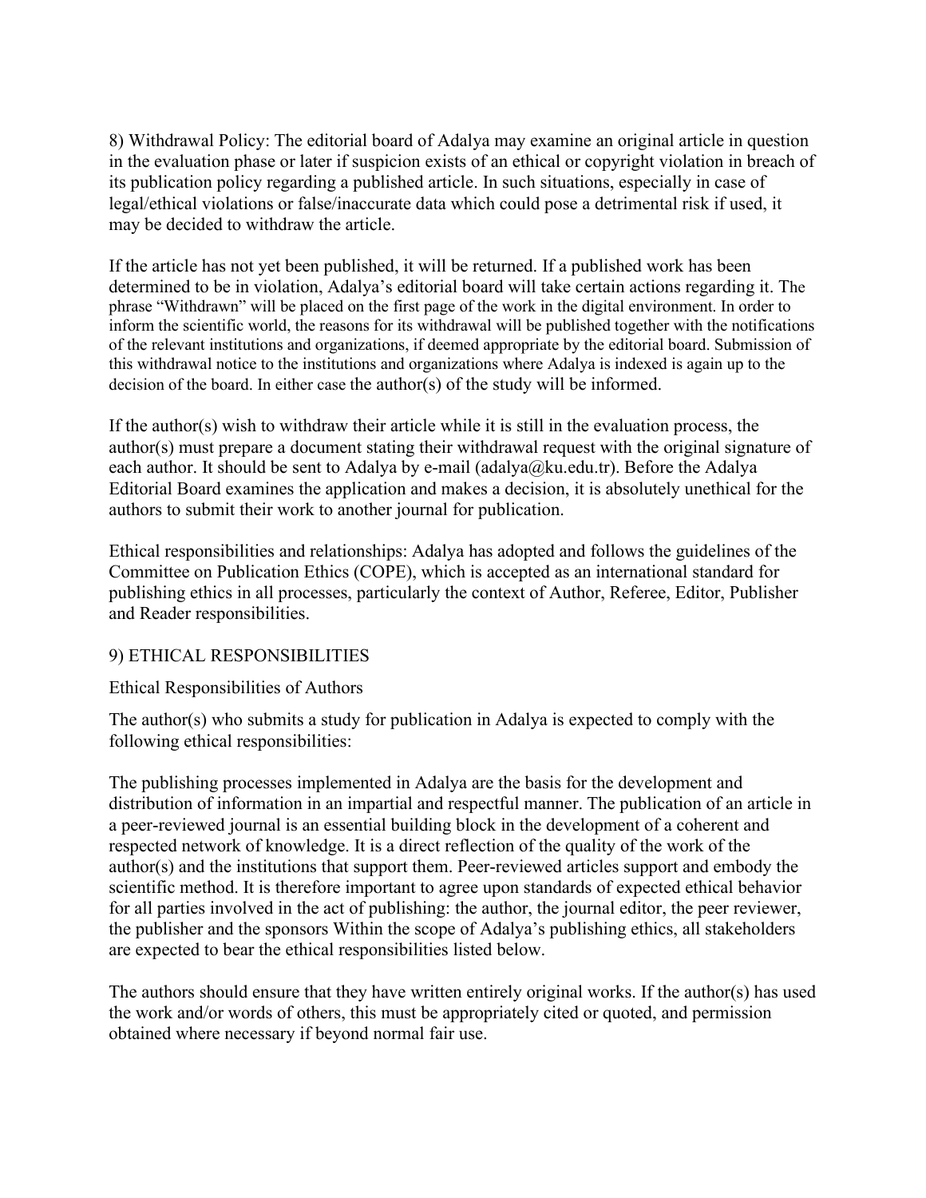8) Withdrawal Policy: The editorial board of Adalya may examine an original article in question in the evaluation phase or later if suspicion exists of an ethical or copyright violation in breach of its publication policy regarding a published article. In such situations, especially in case of legal/ethical violations or false/inaccurate data which could pose a detrimental risk if used, it may be decided to withdraw the article.

If the article has not yet been published, it will be returned. If a published work has been determined to be in violation, Adalya's editorial board will take certain actions regarding it. The phrase "Withdrawn" will be placed on the first page of the work in the digital environment. In order to inform the scientific world, the reasons for its withdrawal will be published together with the notifications of the relevant institutions and organizations, if deemed appropriate by the editorial board. Submission of this withdrawal notice to the institutions and organizations where Adalya is indexed is again up to the decision of the board. In either case the author(s) of the study will be informed.

If the author(s) wish to withdraw their article while it is still in the evaluation process, the author(s) must prepare a document stating their withdrawal request with the original signature of each author. It should be sent to Adalya by e-mail (adalya@ku.edu.tr). Before the Adalya Editorial Board examines the application and makes a decision, it is absolutely unethical for the authors to submit their work to another journal for publication.

Ethical responsibilities and relationships: Adalya has adopted and follows the guidelines of the Committee on Publication Ethics (COPE), which is accepted as an international standard for publishing ethics in all processes, particularly the context of Author, Referee, Editor, Publisher and Reader responsibilities.

## 9) ETHICAL RESPONSIBILITIES

### Ethical Responsibilities of Authors

The author(s) who submits a study for publication in Adalya is expected to comply with the following ethical responsibilities:

The publishing processes implemented in Adalya are the basis for the development and distribution of information in an impartial and respectful manner. The publication of an article in a peer-reviewed journal is an essential building block in the development of a coherent and respected network of knowledge. It is a direct reflection of the quality of the work of the author(s) and the institutions that support them. Peer-reviewed articles support and embody the scientific method. It is therefore important to agree upon standards of expected ethical behavior for all parties involved in the act of publishing: the author, the journal editor, the peer reviewer, the publisher and the sponsors Within the scope of Adalya's publishing ethics, all stakeholders are expected to bear the ethical responsibilities listed below.

The authors should ensure that they have written entirely original works. If the author(s) has used the work and/or words of others, this must be appropriately cited or quoted, and permission obtained where necessary if beyond normal fair use.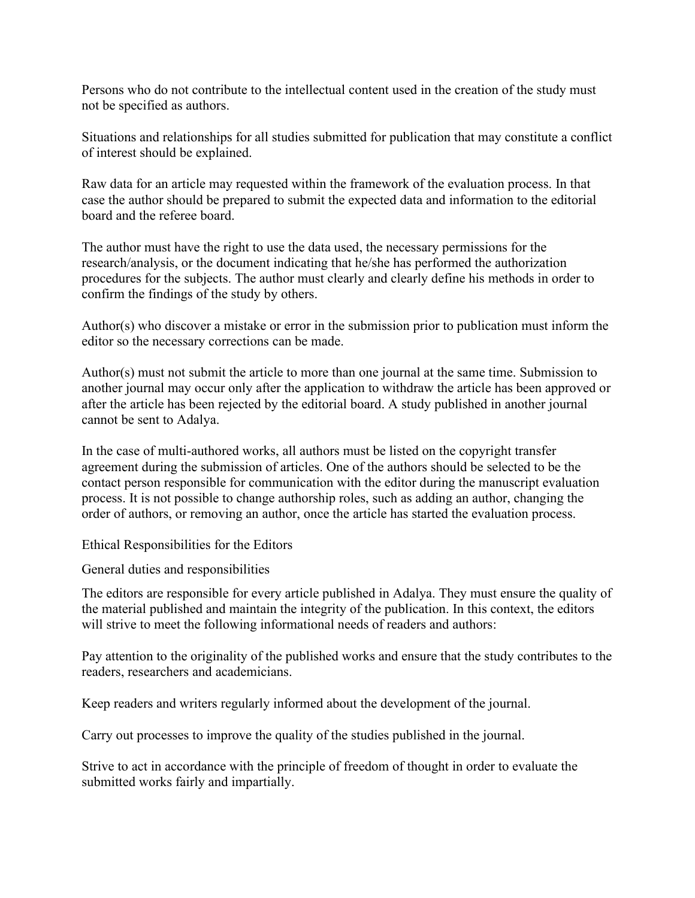Persons who do not contribute to the intellectual content used in the creation of the study must not be specified as authors.

Situations and relationships for all studies submitted for publication that may constitute a conflict of interest should be explained.

Raw data for an article may requested within the framework of the evaluation process. In that case the author should be prepared to submit the expected data and information to the editorial board and the referee board.

The author must have the right to use the data used, the necessary permissions for the research/analysis, or the document indicating that he/she has performed the authorization procedures for the subjects. The author must clearly and clearly define his methods in order to confirm the findings of the study by others.

Author(s) who discover a mistake or error in the submission prior to publication must inform the editor so the necessary corrections can be made.

Author(s) must not submit the article to more than one journal at the same time. Submission to another journal may occur only after the application to withdraw the article has been approved or after the article has been rejected by the editorial board. A study published in another journal cannot be sent to Adalya.

In the case of multi-authored works, all authors must be listed on the copyright transfer agreement during the submission of articles. One of the authors should be selected to be the contact person responsible for communication with the editor during the manuscript evaluation process. It is not possible to change authorship roles, such as adding an author, changing the order of authors, or removing an author, once the article has started the evaluation process.

## Ethical Responsibilities for the Editors

### General duties and responsibilities

The editors are responsible for every article published in Adalya. They must ensure the quality of the material published and maintain the integrity of the publication. In this context, the editors will strive to meet the following informational needs of readers and authors:

Pay attention to the originality of the published works and ensure that the study contributes to the readers, researchers and academicians.

Keep readers and writers regularly informed about the development of the journal.

Carry out processes to improve the quality of the studies published in the journal.

Strive to act in accordance with the principle of freedom of thought in order to evaluate the submitted works fairly and impartially.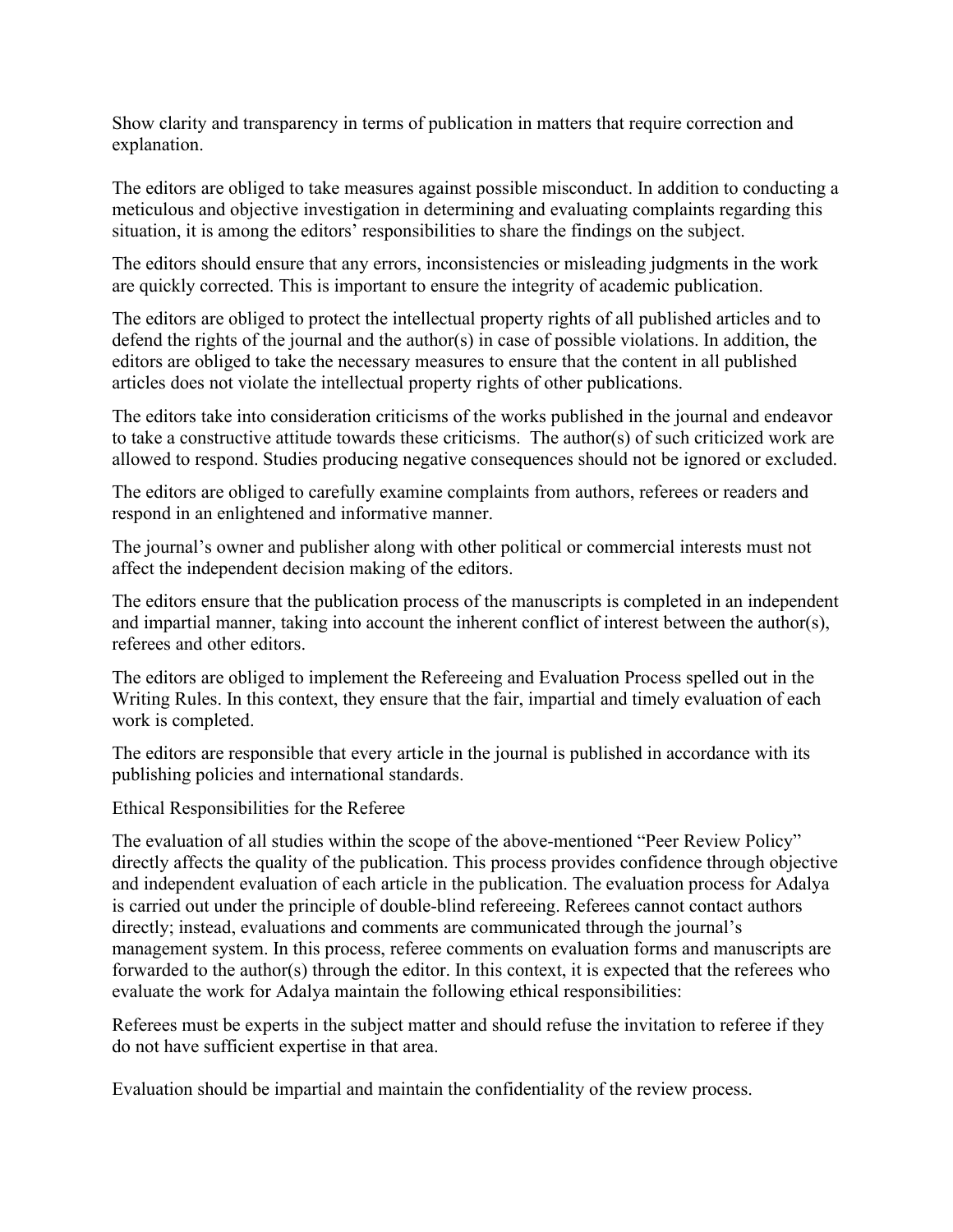Show clarity and transparency in terms of publication in matters that require correction and explanation.

The editors are obliged to take measures against possible misconduct. In addition to conducting a meticulous and objective investigation in determining and evaluating complaints regarding this situation, it is among the editors' responsibilities to share the findings on the subject.

The editors should ensure that any errors, inconsistencies or misleading judgments in the work are quickly corrected. This is important to ensure the integrity of academic publication.

The editors are obliged to protect the intellectual property rights of all published articles and to defend the rights of the journal and the author(s) in case of possible violations. In addition, the editors are obliged to take the necessary measures to ensure that the content in all published articles does not violate the intellectual property rights of other publications.

The editors take into consideration criticisms of the works published in the journal and endeavor to take a constructive attitude towards these criticisms. The author(s) of such criticized work are allowed to respond. Studies producing negative consequences should not be ignored or excluded.

The editors are obliged to carefully examine complaints from authors, referees or readers and respond in an enlightened and informative manner.

The journal's owner and publisher along with other political or commercial interests must not affect the independent decision making of the editors.

The editors ensure that the publication process of the manuscripts is completed in an independent and impartial manner, taking into account the inherent conflict of interest between the author(s), referees and other editors.

The editors are obliged to implement the Refereeing and Evaluation Process spelled out in the Writing Rules. In this context, they ensure that the fair, impartial and timely evaluation of each work is completed.

The editors are responsible that every article in the journal is published in accordance with its publishing policies and international standards.

## Ethical Responsibilities for the Referee

The evaluation of all studies within the scope of the above-mentioned "Peer Review Policy" directly affects the quality of the publication. This process provides confidence through objective and independent evaluation of each article in the publication. The evaluation process for Adalya is carried out under the principle of double-blind refereeing. Referees cannot contact authors directly; instead, evaluations and comments are communicated through the journal's management system. In this process, referee comments on evaluation forms and manuscripts are forwarded to the author(s) through the editor. In this context, it is expected that the referees who evaluate the work for Adalya maintain the following ethical responsibilities:

Referees must be experts in the subject matter and should refuse the invitation to referee if they do not have sufficient expertise in that area.

Evaluation should be impartial and maintain the confidentiality of the review process.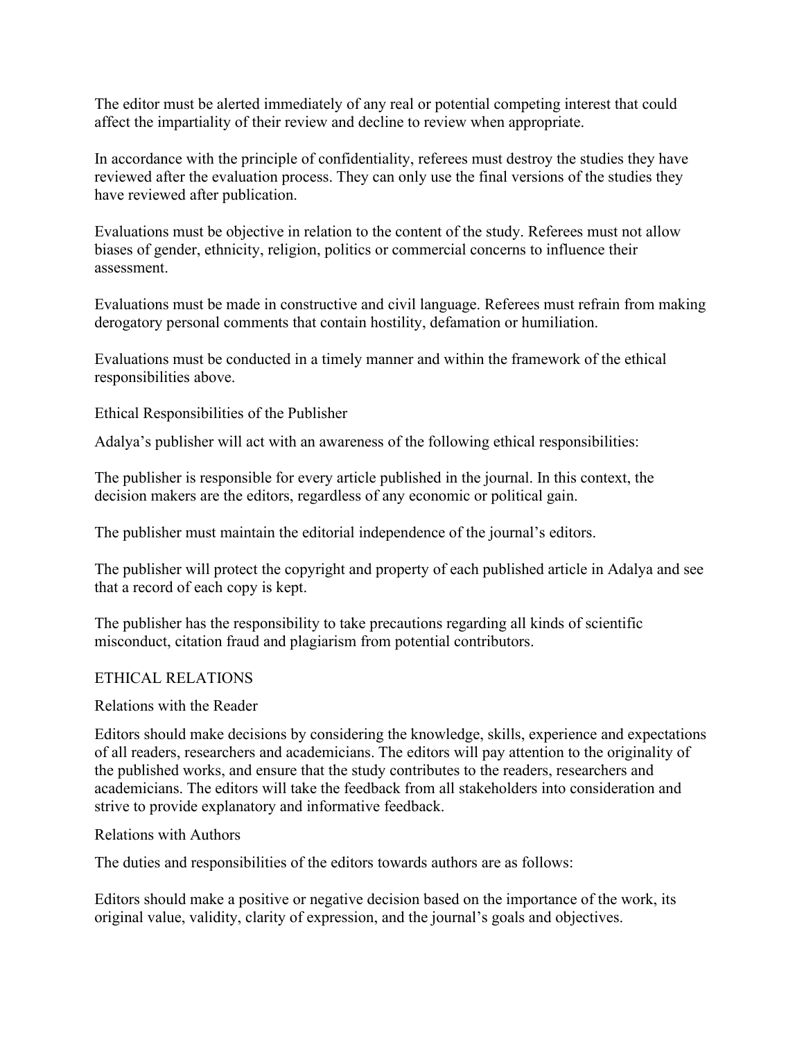The editor must be alerted immediately of any real or potential competing interest that could affect the impartiality of their review and decline to review when appropriate.

In accordance with the principle of confidentiality, referees must destroy the studies they have reviewed after the evaluation process. They can only use the final versions of the studies they have reviewed after publication.

Evaluations must be objective in relation to the content of the study. Referees must not allow biases of gender, ethnicity, religion, politics or commercial concerns to influence their assessment.

Evaluations must be made in constructive and civil language. Referees must refrain from making derogatory personal comments that contain hostility, defamation or humiliation.

Evaluations must be conducted in a timely manner and within the framework of the ethical responsibilities above.

### Ethical Responsibilities of the Publisher

Adalya's publisher will act with an awareness of the following ethical responsibilities:

The publisher is responsible for every article published in the journal. In this context, the decision makers are the editors, regardless of any economic or political gain.

The publisher must maintain the editorial independence of the journal's editors.

The publisher will protect the copyright and property of each published article in Adalya and see that a record of each copy is kept.

The publisher has the responsibility to take precautions regarding all kinds of scientific misconduct, citation fraud and plagiarism from potential contributors.

## ETHICAL RELATIONS

### Relations with the Reader

Editors should make decisions by considering the knowledge, skills, experience and expectations of all readers, researchers and academicians. The editors will pay attention to the originality of the published works, and ensure that the study contributes to the readers, researchers and academicians. The editors will take the feedback from all stakeholders into consideration and strive to provide explanatory and informative feedback.

### Relations with Authors

The duties and responsibilities of the editors towards authors are as follows:

Editors should make a positive or negative decision based on the importance of the work, its original value, validity, clarity of expression, and the journal's goals and objectives.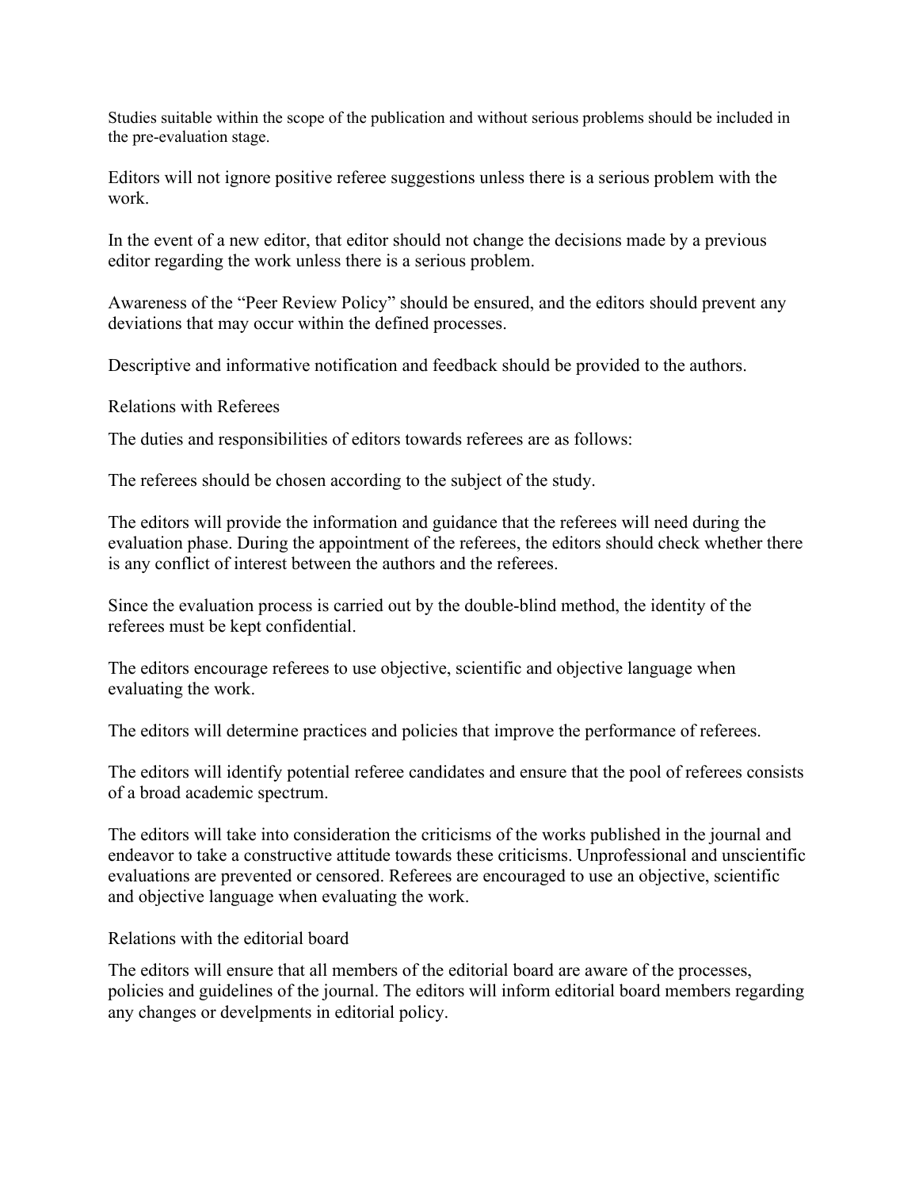Studies suitable within the scope of the publication and without serious problems should be included in the pre-evaluation stage.

Editors will not ignore positive referee suggestions unless there is a serious problem with the work.

In the event of a new editor, that editor should not change the decisions made by a previous editor regarding the work unless there is a serious problem.

Awareness of the “Peer Review Policy” should be ensured, and the editors should prevent any deviations that may occur within the defined processes.

Descriptive and informative notification and feedback should be provided to the authors.

Relations with Referees

The duties and responsibilities of editors towards referees are as follows:

The referees should be chosen according to the subject of the study.

The editors will provide the information and guidance that the referees will need during the evaluation phase. During the appointment of the referees, the editors should check whether there is any conflict of interest between the authors and the referees.

Since the evaluation process is carried out by the double-blind method, the identity of the referees must be kept confidential.

The editors encourage referees to use objective, scientific and objective language when evaluating the work.

The editors will determine practices and policies that improve the performance of referees.

The editors will identify potential referee candidates and ensure that the pool of referees consists of a broad academic spectrum.

The editors will take into consideration the criticisms of the works published in the journal and endeavor to take a constructive attitude towards these criticisms. Unprofessional and unscientific evaluations are prevented or censored. Referees are encouraged to use an objective, scientific and objective language when evaluating the work.

Relations with the editorial board

The editors will ensure that all members of the editorial board are aware of the processes, policies and guidelines of the journal. The editors will inform editorial board members regarding any changes or develpments in editorial policy.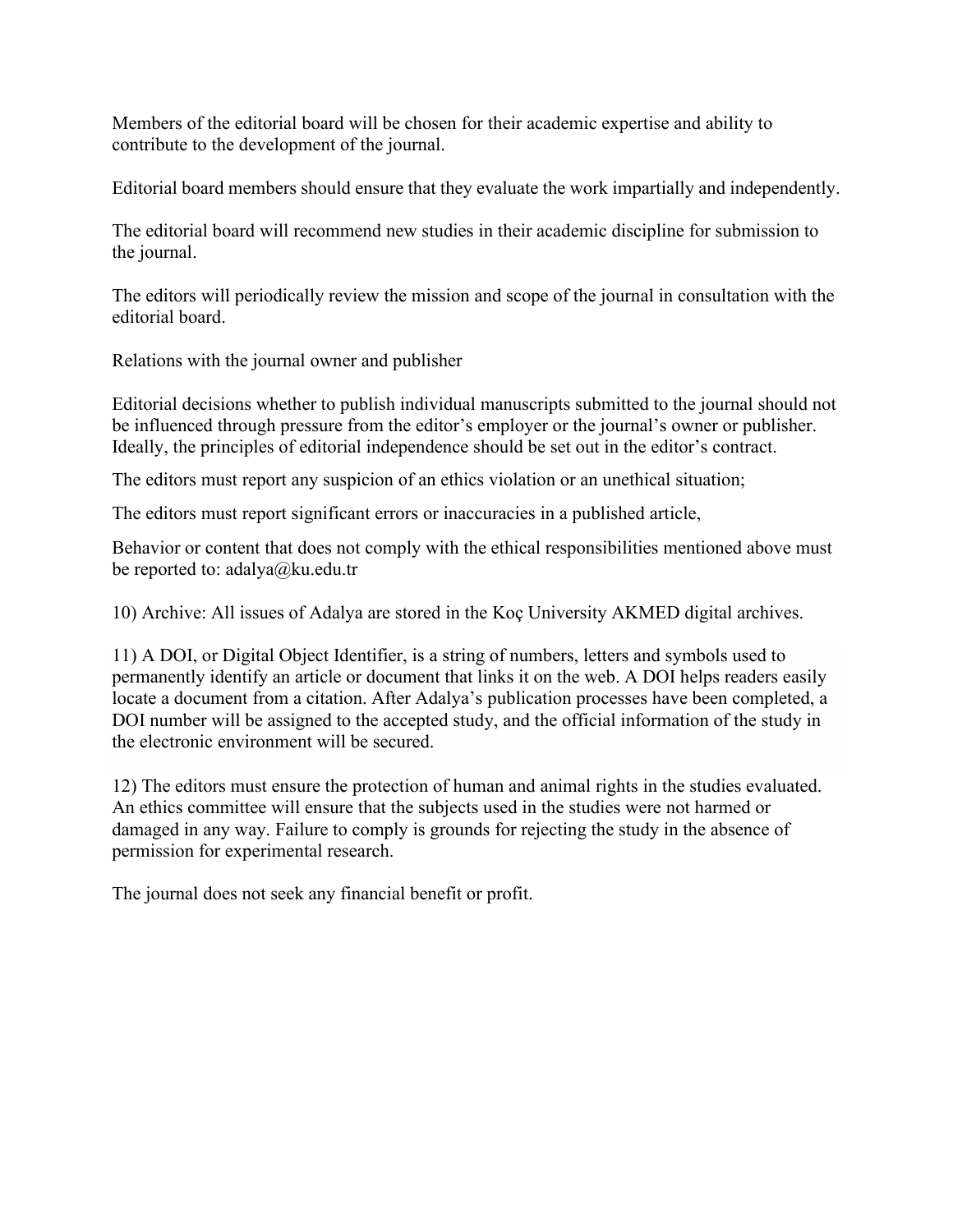Members of the editorial board will be chosen for their academic expertise and ability to contribute to the development of the journal.

Editorial board members should ensure that they evaluate the work impartially and independently.

The editorial board will recommend new studies in their academic discipline for submission to the journal.

The editors will periodically review the mission and scope of the journal in consultation with the editorial board.

Relations with the journal owner and publisher

Editorial decisions whether to publish individual manuscripts submitted to the journal should not be influenced through pressure from the editor's employer or the journal's owner or publisher. Ideally, the principles of editorial independence should be set out in the editor's contract.

The editors must report any suspicion of an ethics violation or an unethical situation;

The editors must report significant errors or inaccuracies in a published article,

Behavior or content that does not comply with the ethical responsibilities mentioned above must be reported to: adalya@ku.edu.tr

10) Archive: All issues of Adalya are stored in the Koç University AKMED digital archives.

11) A DOI, or Digital Object Identifier, is a string of numbers, letters and symbols used to permanently identify an article or document that links it on the web. A DOI helps readers easily locate a document from a citation. After Adalya's publication processes have been completed, a DOI number will be assigned to the accepted study, and the official information of the study in the electronic environment will be secured.

12) The editors must ensure the protection of human and animal rights in the studies evaluated. An ethics committee will ensure that the subjects used in the studies were not harmed or damaged in any way. Failure to comply is grounds for rejecting the study in the absence of permission for experimental research.

The journal does not seek any financial benefit or profit.